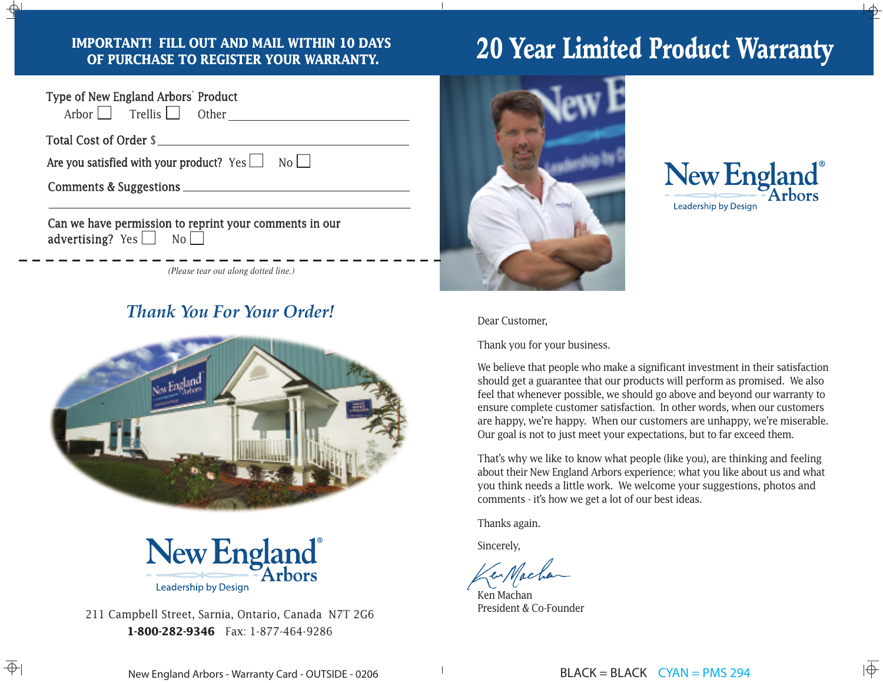**IMPORTANT! FILL OUT AND MAIL WITHIN 10 DAYS OF PURCHASE TO REGISTER YOUR WARRANTY.**

Type of New England Arbors® Product

Arbor ☐ Trellis ☐ Other ______________________

Total Cost of Order $ ______________________

Are you satisfied with your product? Yes ☐ No ☐

Comments & Suggestions ______________________

______________________

Can we have permission to reprint your comments in our advertising? Yes ☐ No ☐

*(Please tear out along dotted line.)*

## *Thank You For Your Order!*

New England® Arbors

Leadership by Design

211 Campbell Street, Sarnia, Ontario, Canada N7T 2G6

**1-800-282-9346** Fax: 1-877-464-9286

# 20 Year Limited Product Warranty

New England® Arbors

Leadership by Design

Dear Customer,

Thank you for your business.

We believe that people who make a significant investment in their satisfaction should get a guarantee that our products will perform as promised. We also feel that whenever possible, we should go above and beyond our warranty to ensure complete customer satisfaction. In other words, when our customers are happy, we're happy. When our customers are unhappy, we're miserable. Our goal is not to just meet your expectations, but to far exceed them.

That's why we like to know what people (like you), are thinking and feeling about their New England Arbors experience; what you like about us and what you think needs a little work. We welcome your suggestions, photos and comments - it's how we get a lot of our best ideas.

Thanks again.

Sincerely,

Ken Machan

President & Co-Founder

New England Arbors - Warranty Card - OUTSIDE - 0206

BLACK = BLACK CYAN = PMS 294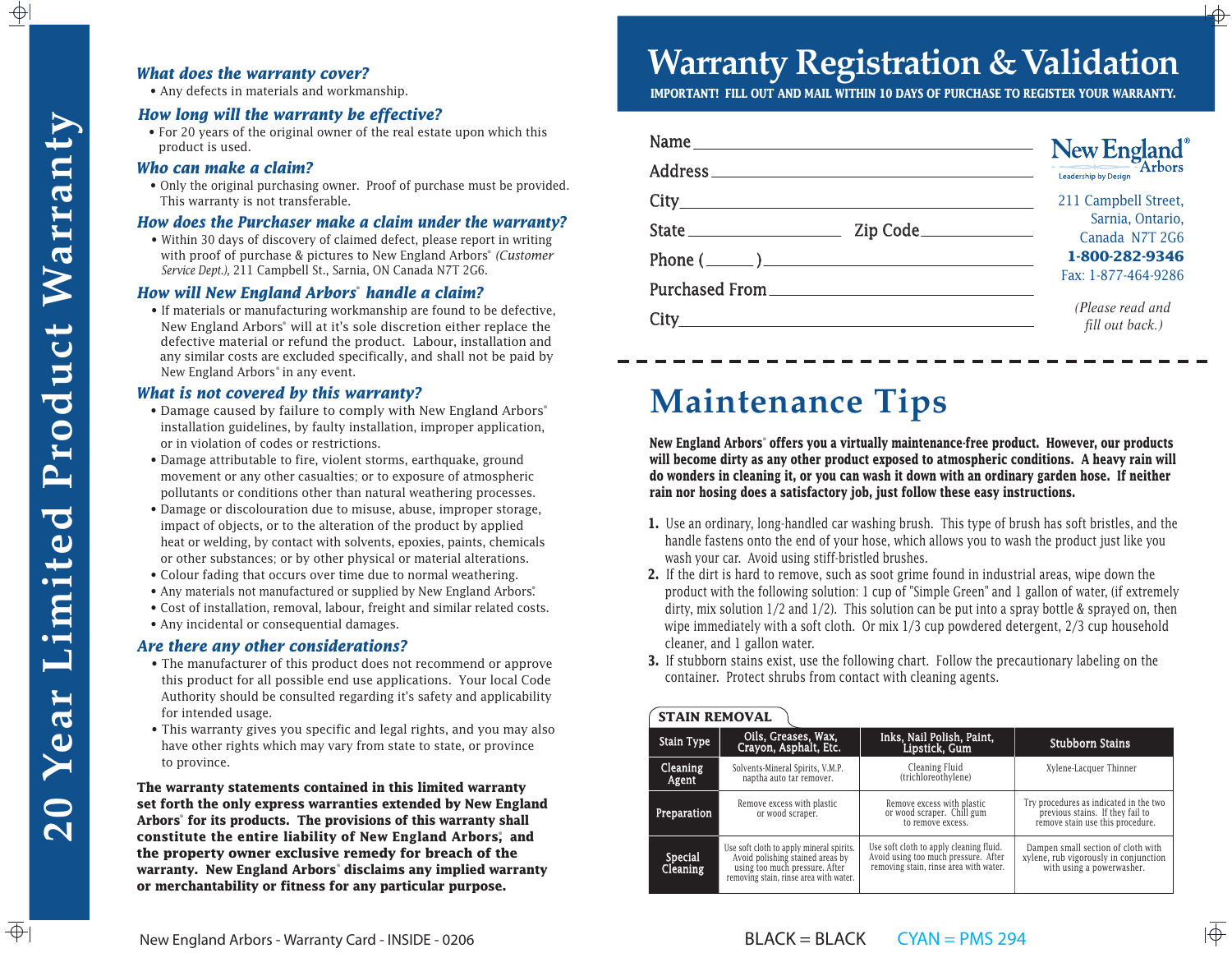# 20 Year Limited Product Warranty

### *What does the warranty cover?*

- Any defects in materials and workmanship.

### *How long will the warranty be effective?*

- For 20 years of the original owner of the real estate upon which this product is used.

### *Who can make a claim?*

- Only the original purchasing owner. Proof of purchase must be provided. This warranty is not transferable.

### *How does the Purchaser make a claim under the warranty?*

- Within 30 days of discovery of claimed defect, please report in writing with proof of purchase & pictures to New England Arbors® *(Customer Service Dept.)*, 211 Campbell St., Sarnia, ON Canada N7T 2G6.

### *How will New England Arbors® handle a claim?*

- If materials or manufacturing workmanship are found to be defective, New England Arbors® will at it's sole discretion either replace the defective material or refund the product. Labour, installation and any similar costs are excluded specifically, and shall not be paid by New England Arbors® in any event.

### *What is not covered by this warranty?*

- Damage caused by failure to comply with New England Arbors® installation guidelines, by faulty installation, improper application, or in violation of codes or restrictions.
- Damage attributable to fire, violent storms, earthquake, ground movement or any other casualties; or to exposure of atmospheric pollutants or conditions other than natural weathering processes.
- Damage or discolouration due to misuse, abuse, improper storage, impact of objects, or to the alteration of the product by applied heat or welding, by contact with solvents, epoxies, paints, chemicals or other substances; or by other physical or material alterations.
- Colour fading that occurs over time due to normal weathering.
- Any materials not manufactured or supplied by New England Arbors®.
- Cost of installation, removal, labour, freight and similar related costs.
- Any incidental or consequential damages.

### *Are there any other considerations?*

- The manufacturer of this product does not recommend or approve this product for all possible end use applications. Your local Code Authority should be consulted regarding it's safety and applicability for intended usage.
- This warranty gives you specific and legal rights, and you may also have other rights which may vary from state to state, or province to province.

**The warranty statements contained in this limited warranty set forth the only express warranties extended by New England Arbors® for its products. The provisions of this warranty shall constitute the entire liability of New England Arbors®, and the property owner exclusive remedy for breach of the warranty. New England Arbors® disclaims any implied warranty or merchantability or fitness for any particular purpose.**

# Warranty Registration & Validation

**IMPORTANT! FILL OUT AND MAIL WITHIN 10 DAYS OF PURCHASE TO REGISTER YOUR WARRANTY.**

Name ______________________________

Address ______________________________

City ______________________________

State ______________ Zip Code ______________

Phone (_____) ______________________________

Purchased From ______________________________

City ______________________________

New England® Arbors
Leadership by Design

211 Campbell Street,
Sarnia, Ontario,
Canada N7T 2G6
**1-800-282-9346**
Fax: 1-877-464-9286

*(Please read and fill out back.)*

# Maintenance Tips

**New England Arbors® offers you a virtually maintenance-free product. However, our products will become dirty as any other product exposed to atmospheric conditions. A heavy rain will do wonders in cleaning it, or you can wash it down with an ordinary garden hose. If neither rain nor hosing does a satisfactory job, just follow these easy instructions.**

1. Use an ordinary, long-handled car washing brush. This type of brush has soft bristles, and the handle fastens onto the end of your hose, which allows you to wash the product just like you wash your car. Avoid using stiff-bristled brushes.
2. If the dirt is hard to remove, such as soot grime found in industrial areas, wipe down the product with the following solution: 1 cup of "Simple Green" and 1 gallon of water, (if extremely dirty, mix solution 1/2 and 1/2). This solution can be put into a spray bottle & sprayed on, then wipe immediately with a soft cloth. Or mix 1/3 cup powdered detergent, 2/3 cup household cleaner, and 1 gallon water.
3. If stubborn stains exist, use the following chart. Follow the precautionary labeling on the container. Protect shrubs from contact with cleaning agents.

**STAIN REMOVAL**

| Stain Type | Oils, Greases, Wax, Crayon, Asphalt, Etc. | Inks, Nail Polish, Paint, Lipstick, Gum | Stubborn Stains |
|---|---|---|---|
| Cleaning Agent | Solvents-Mineral Spirits, V.M.P. naptha auto tar remover. | Cleaning Fluid (trichloroethylene) | Xylene-Lacquer Thinner |
| Preparation | Remove excess with plastic or wood scraper. | Remove excess with plastic or wood scraper. Chill gum to remove excess. | Try procedures as indicated in the two previous stains. If they fail to remove stain use this procedure. |
| Special Cleaning | Use soft cloth to apply mineral spirits. Avoid polishing stained areas by using too much pressure. After removing stain, rinse area with water. | Use soft cloth to apply cleaning fluid. Avoid using too much pressure. After removing stain, rinse area with water. | Dampen small section of cloth with xylene, rub vigorously in conjunction with using a powerwasher. |